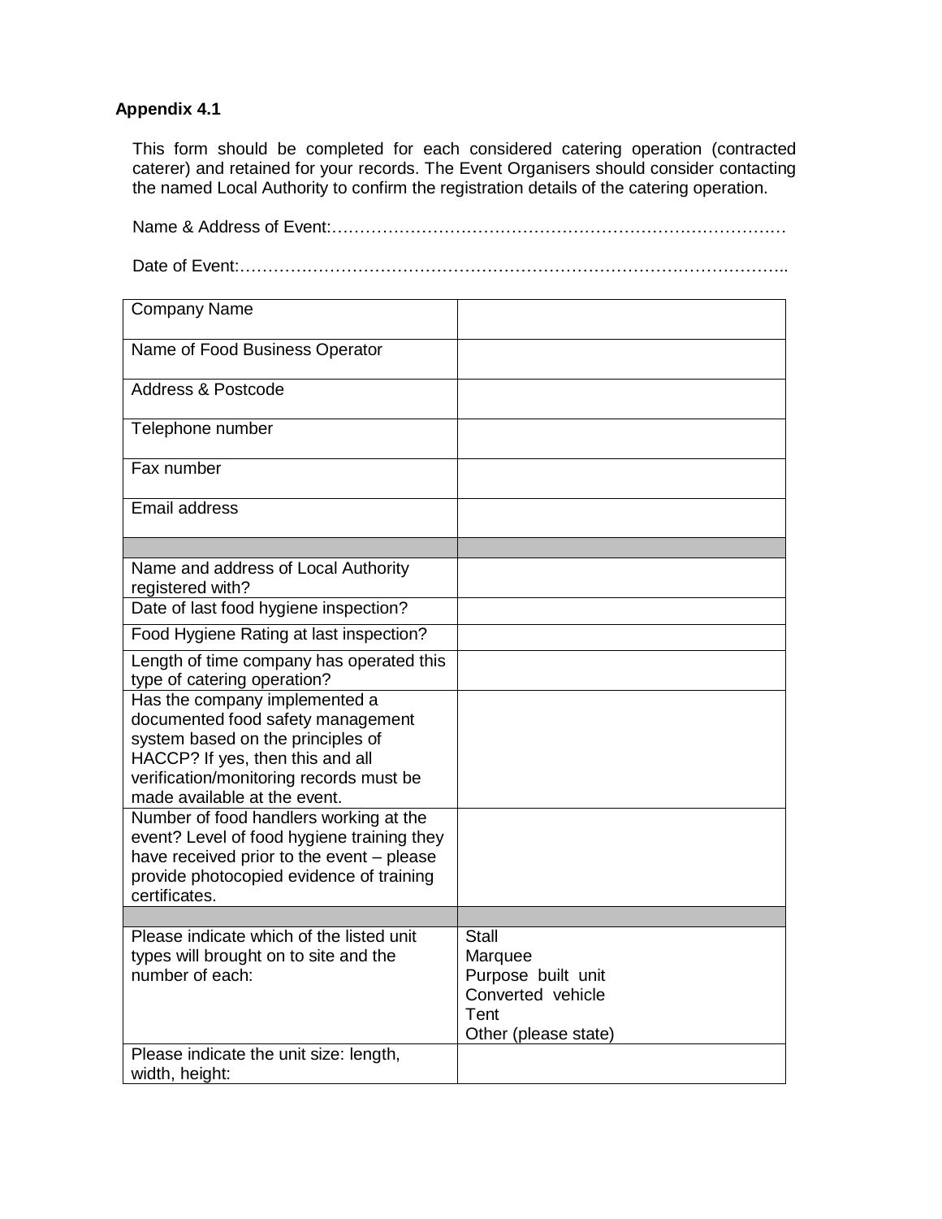**Appendix 4.1**

This form should be completed for each considered catering operation (contracted caterer) and retained for your records. The Event Organisers should consider contacting the named Local Authority to confirm the registration details of the catering operation.

Name & Address of Event:……………………………………………………………………….

Date of Event:……………………………………………………………………………………..

| Company Name | |
|---|---|
| Name of Food Business Operator | |
| Address & Postcode | |
| Telephone number | |
| Fax number | |
| Email address | |
| | |
| Name and address of Local Authority registered with? | |
| Date of last food hygiene inspection? | |
| Food Hygiene Rating at last inspection? | |
| Length of time company has operated this type of catering operation? | |
| Has the company implemented a documented food safety management system based on the principles of HACCP? If yes, then this and all verification/monitoring records must be made available at the event. | |
| Number of food handlers working at the event? Level of food hygiene training they have received prior to the event – please provide photocopied evidence of training certificates. | |
| | |
| Please indicate which of the listed unit types will brought on to site and the number of each: | Stall<br>Marquee<br>Purpose built unit<br>Converted vehicle<br>Tent<br>Other (please state) |
| Please indicate the unit size: length, width, height: | |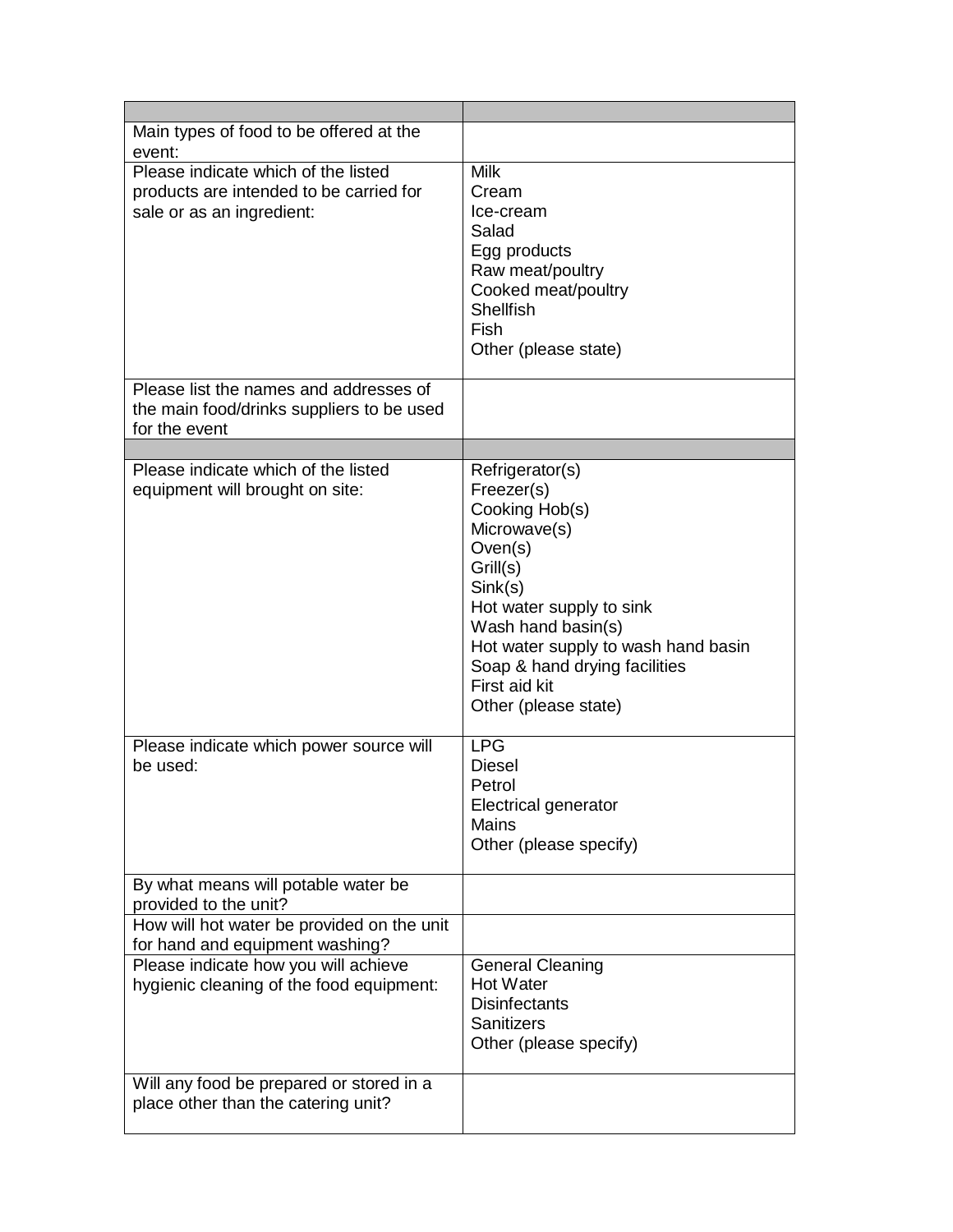| | |
|---|---|
| Main types of food to be offered at the event: | |
| Please indicate which of the listed products are intended to be carried for sale or as an ingredient: | Milk<br>Cream<br>Ice-cream<br>Salad<br>Egg products<br>Raw meat/poultry<br>Cooked meat/poultry<br>Shellfish<br>Fish<br>Other (please state) |
| Please list the names and addresses of the main food/drinks suppliers to be used for the event | |
| | |
| Please indicate which of the listed equipment will brought on site: | Refrigerator(s)<br>Freezer(s)<br>Cooking Hob(s)<br>Microwave(s)<br>Oven(s)<br>Grill(s)<br>Sink(s)<br>Hot water supply to sink<br>Wash hand basin(s)<br>Hot water supply to wash hand basin<br>Soap & hand drying facilities<br>First aid kit<br>Other (please state) |
| Please indicate which power source will be used: | LPG<br>Diesel<br>Petrol<br>Electrical generator<br>Mains<br>Other (please specify) |
| By what means will potable water be provided to the unit? | |
| How will hot water be provided on the unit for hand and equipment washing? | |
| Please indicate how you will achieve hygienic cleaning of the food equipment: | General Cleaning<br>Hot Water<br>Disinfectants<br>Sanitizers<br>Other (please specify) |
| Will any food be prepared or stored in a place other than the catering unit? | |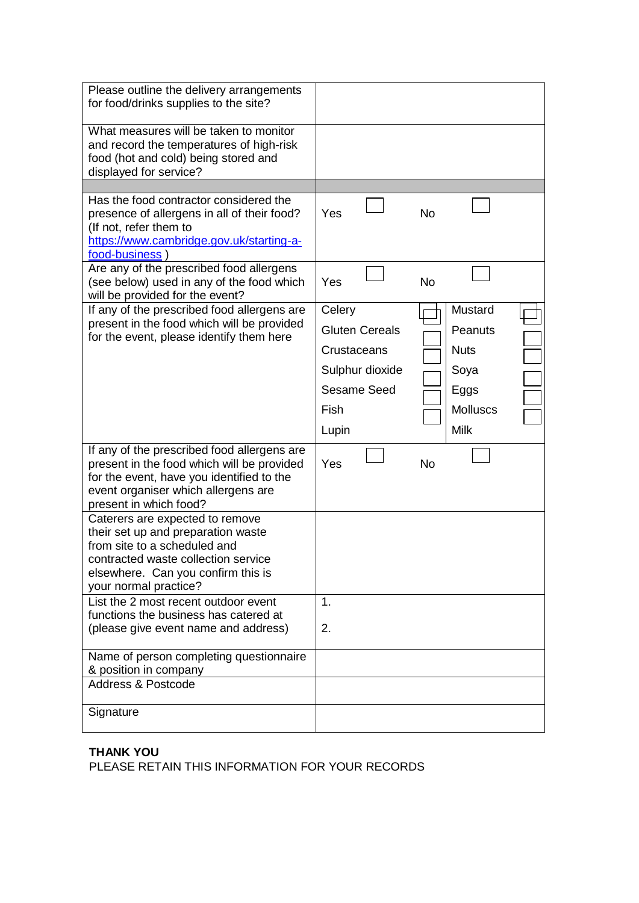| | |
|---|---|
| Please outline the delivery arrangements for food/drinks supplies to the site? | |
| What measures will be taken to monitor and record the temperatures of high-risk food (hot and cold) being stored and displayed for service? | |
| | |
| Has the food contractor considered the presence of allergens in all of their food? (If not, refer them to [https://www.cambridge.gov.uk/starting-a-food-business](https://www.cambridge.gov.uk/starting-a-food-business) ) | Yes ☐ No ☐ |
| Are any of the prescribed food allergens (see below) used in any of the food which will be provided for the event? | Yes ☐ No ☐ |
| If any of the prescribed food allergens are present in the food which will be provided for the event, please identify them here | Celery ☐<br>Gluten Cereals ☐<br>Crustaceans ☐<br>Sulphur dioxide ☐<br>Sesame Seed ☐<br>Fish ☐<br>Lupin<br><br>Mustard ☐<br>Peanuts ☐<br>Nuts ☐<br>Soya ☐<br>Eggs ☐<br>Molluscs ☐<br>Milk |
| If any of the prescribed food allergens are present in the food which will be provided for the event, have you identified to the event organiser which allergens are present in which food? | Yes ☐ No ☐ |
| Caterers are expected to remove their set up and preparation waste from site to a scheduled and contracted waste collection service elsewhere. Can you confirm this is your normal practice? | |
| List the 2 most recent outdoor event functions the business has catered at (please give event name and address) | 1.<br><br>2. |
| Name of person completing questionnaire & position in company | |
| Address & Postcode | |
| Signature | |

**THANK YOU**

PLEASE RETAIN THIS INFORMATION FOR YOUR RECORDS